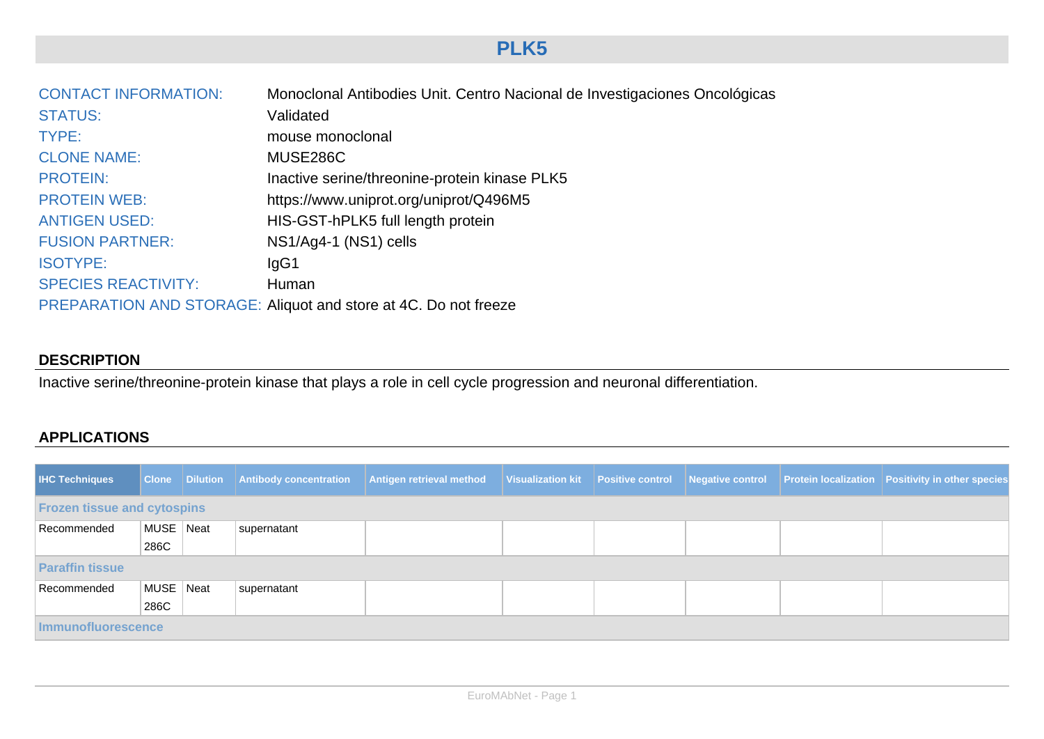# PLK5

CONTACT INFORMATION: Monoclonal Antibodies Unit. Centro Nacional de Investigaciones Oncológicas
STATUS: Validated
TYPE: mouse monoclonal
CLONE NAME: MUSE286C
PROTEIN: Inactive serine/threonine-protein kinase PLK5
PROTEIN WEB: https://www.uniprot.org/uniprot/Q496M5
ANTIGEN USED: HIS-GST-hPLK5 full length protein
FUSION PARTNER: NS1/Ag4-1 (NS1) cells
ISOTYPE: IgG1
SPECIES REACTIVITY: Human
PREPARATION AND STORAGE: Aliquot and store at 4C. Do not freeze

## DESCRIPTION

Inactive serine/threonine-protein kinase that plays a role in cell cycle progression and neuronal differentiation.

## APPLICATIONS

| IHC Techniques | Clone | Dilution | Antibody concentration | Antigen retrieval method | Visualization kit | Positive control | Negative control | Protein localization | Positivity in other species |
|---|---|---|---|---|---|---|---|---|---|
| **Frozen tissue and cytospins** | | | | | | | | | |
| Recommended | MUSE 286C | Neat | supernatant | | | | | | |
| **Paraffin tissue** | | | | | | | | | |
| Recommended | MUSE 286C | Neat | supernatant | | | | | | |
| **Immunofluorescence** | | | | | | | | | |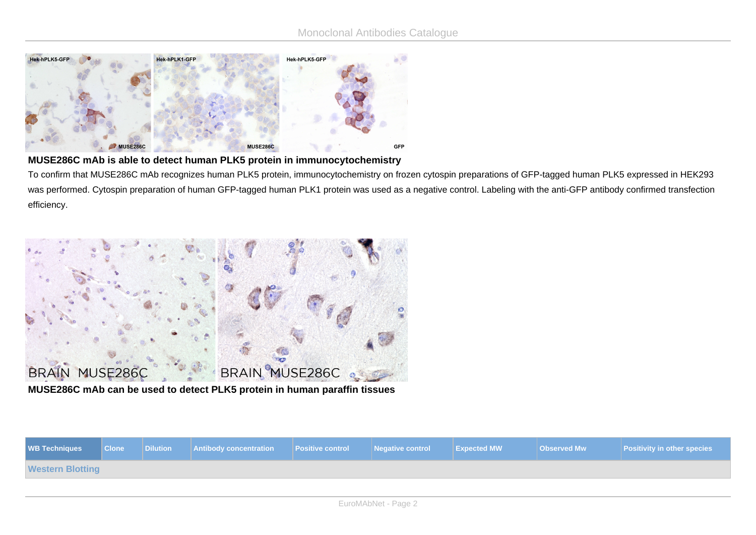**MUSE286C mAb is able to detect human PLK5 protein in immunocytochemistry**

To confirm that MUSE286C mAb recognizes human PLK5 protein, immunocytochemistry on frozen cytospin preparations of GFP-tagged human PLK5 expressed in HEK293 was performed. Cytospin preparation of human GFP-tagged human PLK1 protein was used as a negative control. Labeling with the anti-GFP antibody confirmed transfection efficiency.

**MUSE286C mAb can be used to detect PLK5 protein in human paraffin tissues**

| WB Techniques | Clone | Dilution | Antibody concentration | Positive control | Negative control | Expected MW | Observed Mw | Positivity in other species |
|---|---|---|---|---|---|---|---|---|
| **Western Blotting** | | | | | | | | |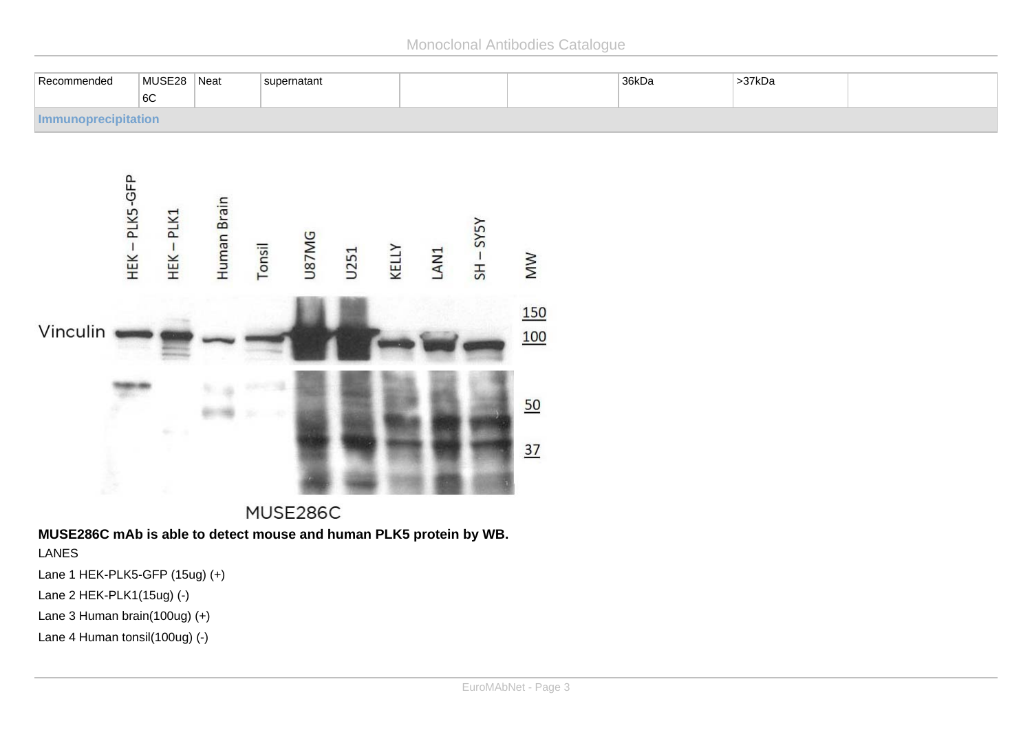| Recommended | MUSE286C | Neat | supernatant | | | 36kDa | >37kDa | |
|---|---|---|---|---|---|---|---|---|

**Immunoprecipitation**

MUSE286C

**MUSE286C mAb is able to detect mouse and human PLK5 protein by WB.**

LANES

Lane 1 HEK-PLK5-GFP (15ug) (+)

Lane 2 HEK-PLK1(15ug) (-)

Lane 3 Human brain(100ug) (+)

Lane 4 Human tonsil(100ug) (-)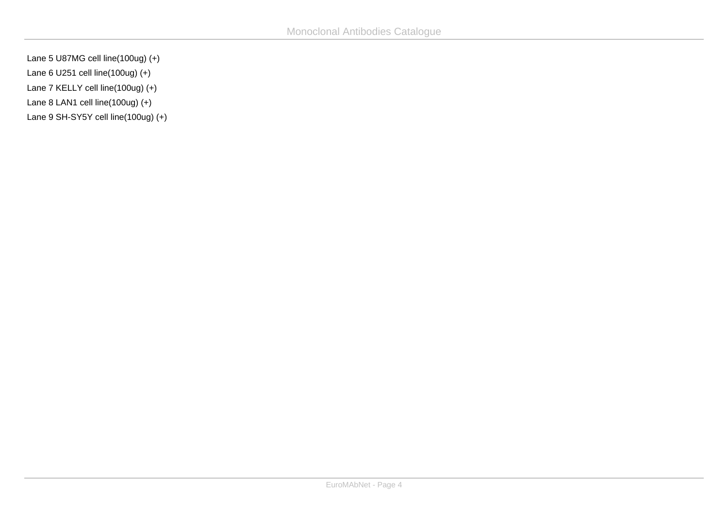Lane 5 U87MG cell line(100ug) (+)

Lane 6 U251 cell line(100ug) (+)

Lane 7 KELLY cell line(100ug) (+)

Lane 8 LAN1 cell line(100ug) (+)

Lane 9 SH-SY5Y cell line(100ug) (+)